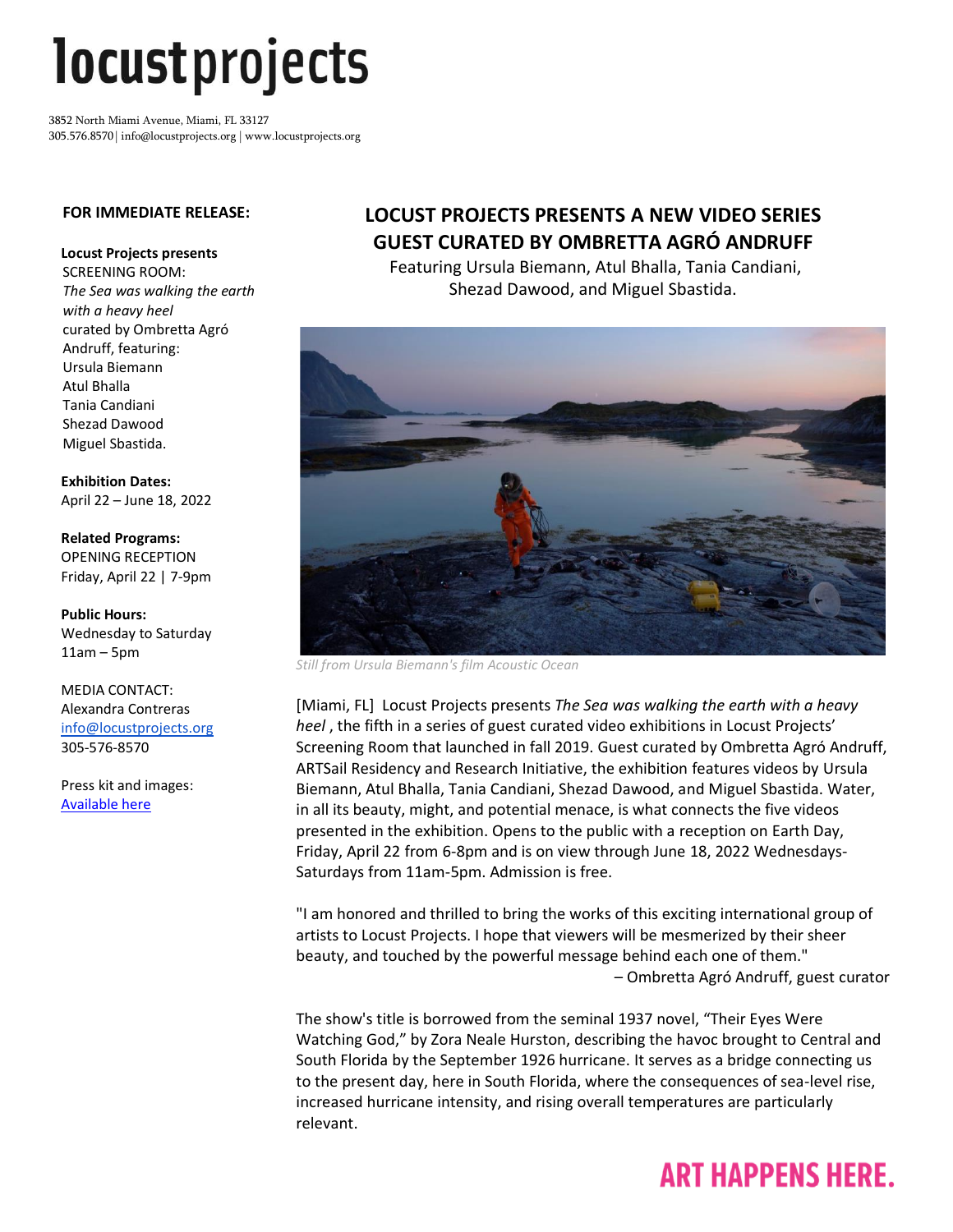# locustprojects

3852 North Miami Avenue, Miami, FL 33127
305.576.8570 | info@locustprojects.org | www.locustprojects.org

**FOR IMMEDIATE RELEASE:**

**Locust Projects presents**
SCREENING ROOM:
*The Sea was walking the earth with a heavy heel*
curated by Ombretta Agró Andruff, featuring:
Ursula Biemann
Atul Bhalla
Tania Candiani
Shezad Dawood
Miguel Sbastida.

**Exhibition Dates:**
April 22 – June 18, 2022

**Related Programs:**
OPENING RECEPTION
Friday, April 22 | 7-9pm

**Public Hours:**
Wednesday to Saturday
11am – 5pm

MEDIA CONTACT:
Alexandra Contreras
info@locustprojects.org
305-576-8570

Press kit and images:
Available here

## LOCUST PROJECTS PRESENTS A NEW VIDEO SERIES GUEST CURATED BY OMBRETTA AGRÓ ANDRUFF

Featuring Ursula Biemann, Atul Bhalla, Tania Candiani, Shezad Dawood, and Miguel Sbastida.

*Still from Ursula Biemann's film Acoustic Ocean*

[Miami, FL] Locust Projects presents *The Sea was walking the earth with a heavy heel* , the fifth in a series of guest curated video exhibitions in Locust Projects' Screening Room that launched in fall 2019. Guest curated by Ombretta Agró Andruff, ARTSail Residency and Research Initiative, the exhibition features videos by Ursula Biemann, Atul Bhalla, Tania Candiani, Shezad Dawood, and Miguel Sbastida. Water, in all its beauty, might, and potential menace, is what connects the five videos presented in the exhibition. Opens to the public with a reception on Earth Day, Friday, April 22 from 6-8pm and is on view through June 18, 2022 Wednesdays-Saturdays from 11am-5pm. Admission is free.

"I am honored and thrilled to bring the works of this exciting international group of artists to Locust Projects. I hope that viewers will be mesmerized by their sheer beauty, and touched by the powerful message behind each one of them."
– Ombretta Agró Andruff, guest curator

The show's title is borrowed from the seminal 1937 novel, "Their Eyes Were Watching God," by Zora Neale Hurston, describing the havoc brought to Central and South Florida by the September 1926 hurricane. It serves as a bridge connecting us to the present day, here in South Florida, where the consequences of sea-level rise, increased hurricane intensity, and rising overall temperatures are particularly relevant.

**ART HAPPENS HERE.**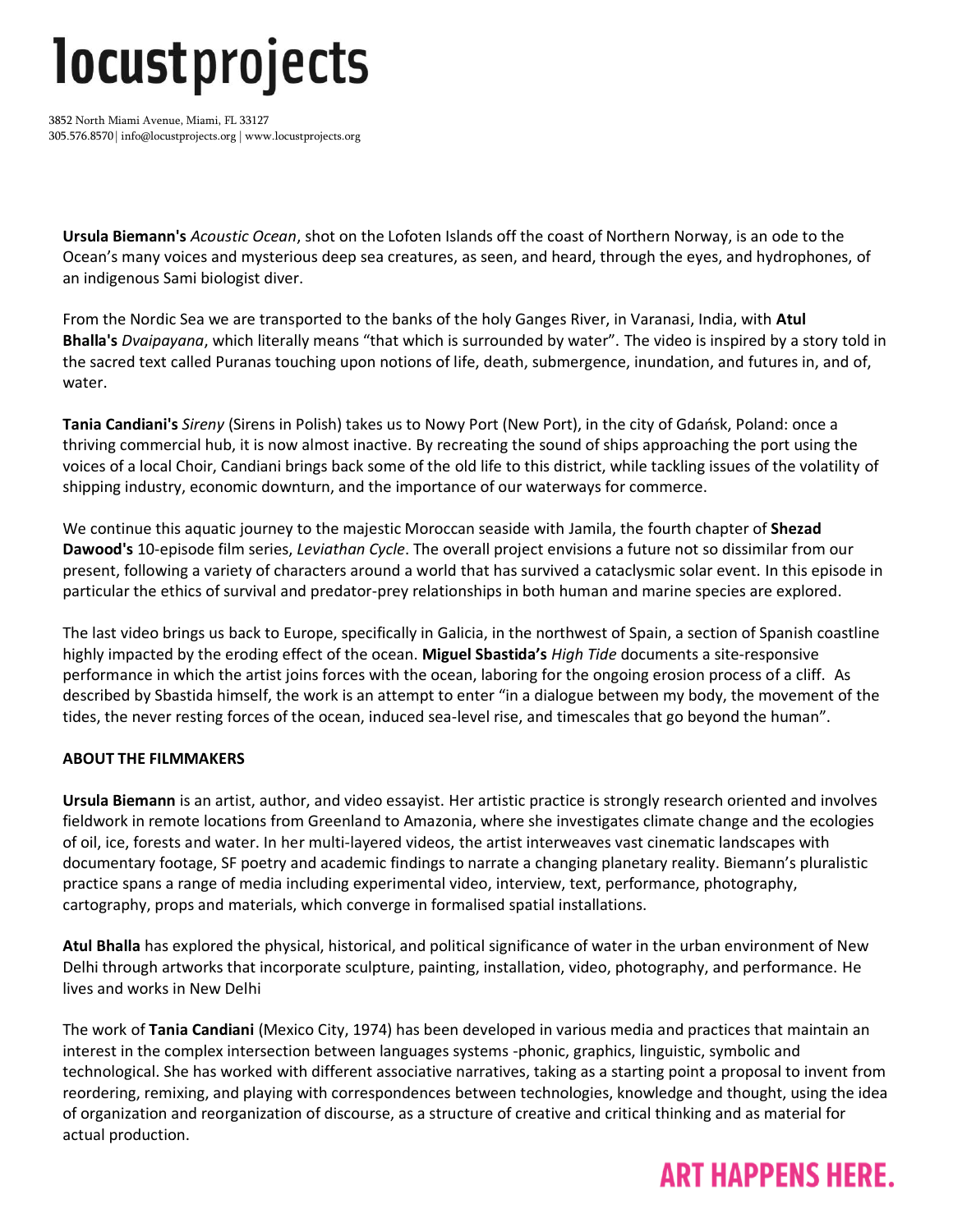**Ursula Biemann's** *Acoustic Ocean*, shot on the Lofoten Islands off the coast of Northern Norway, is an ode to the Ocean's many voices and mysterious deep sea creatures, as seen, and heard, through the eyes, and hydrophones, of an indigenous Sami biologist diver.

From the Nordic Sea we are transported to the banks of the holy Ganges River, in Varanasi, India, with **Atul Bhalla's** *Dvaipayana*, which literally means "that which is surrounded by water". The video is inspired by a story told in the sacred text called Puranas touching upon notions of life, death, submergence, inundation, and futures in, and of, water.

**Tania Candiani's** *Sireny* (Sirens in Polish) takes us to Nowy Port (New Port), in the city of Gdańsk, Poland: once a thriving commercial hub, it is now almost inactive. By recreating the sound of ships approaching the port using the voices of a local Choir, Candiani brings back some of the old life to this district, while tackling issues of the volatility of shipping industry, economic downturn, and the importance of our waterways for commerce.

We continue this aquatic journey to the majestic Moroccan seaside with Jamila, the fourth chapter of **Shezad Dawood's** 10-episode film series, *Leviathan Cycle*. The overall project envisions a future not so dissimilar from our present, following a variety of characters around a world that has survived a cataclysmic solar event. In this episode in particular the ethics of survival and predator-prey relationships in both human and marine species are explored.

The last video brings us back to Europe, specifically in Galicia, in the northwest of Spain, a section of Spanish coastline highly impacted by the eroding effect of the ocean. **Miguel Sbastida's** *High Tide* documents a site-responsive performance in which the artist joins forces with the ocean, laboring for the ongoing erosion process of a cliff. As described by Sbastida himself, the work is an attempt to enter "in a dialogue between my body, the movement of the tides, the never resting forces of the ocean, induced sea-level rise, and timescales that go beyond the human".

**ABOUT THE FILMMAKERS**

**Ursula Biemann** is an artist, author, and video essayist. Her artistic practice is strongly research oriented and involves fieldwork in remote locations from Greenland to Amazonia, where she investigates climate change and the ecologies of oil, ice, forests and water. In her multi-layered videos, the artist interweaves vast cinematic landscapes with documentary footage, SF poetry and academic findings to narrate a changing planetary reality. Biemann's pluralistic practice spans a range of media including experimental video, interview, text, performance, photography, cartography, props and materials, which converge in formalised spatial installations.

**Atul Bhalla** has explored the physical, historical, and political significance of water in the urban environment of New Delhi through artworks that incorporate sculpture, painting, installation, video, photography, and performance. He lives and works in New Delhi

The work of **Tania Candiani** (Mexico City, 1974) has been developed in various media and practices that maintain an interest in the complex intersection between languages systems -phonic, graphics, linguistic, symbolic and technological. She has worked with different associative narratives, taking as a starting point a proposal to invent from reordering, remixing, and playing with correspondences between technologies, knowledge and thought, using the idea of organization and reorganization of discourse, as a structure of creative and critical thinking and as material for actual production.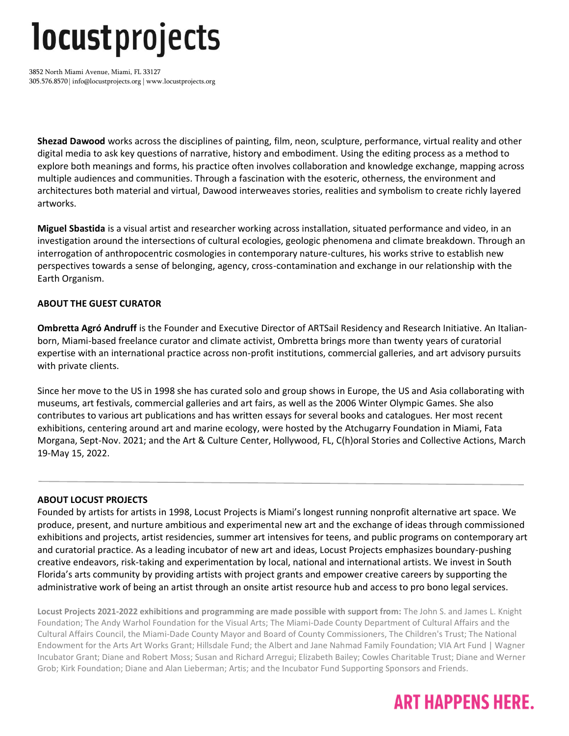**Shezad Dawood** works across the disciplines of painting, film, neon, sculpture, performance, virtual reality and other digital media to ask key questions of narrative, history and embodiment. Using the editing process as a method to explore both meanings and forms, his practice often involves collaboration and knowledge exchange, mapping across multiple audiences and communities. Through a fascination with the esoteric, otherness, the environment and architectures both material and virtual, Dawood interweaves stories, realities and symbolism to create richly layered artworks.

**Miguel Sbastida** is a visual artist and researcher working across installation, situated performance and video, in an investigation around the intersections of cultural ecologies, geologic phenomena and climate breakdown. Through an interrogation of anthropocentric cosmologies in contemporary nature-cultures, his works strive to establish new perspectives towards a sense of belonging, agency, cross-contamination and exchange in our relationship with the Earth Organism.

**ABOUT THE GUEST CURATOR**

**Ombretta Agró Andruff** is the Founder and Executive Director of ARTSail Residency and Research Initiative. An Italian-born, Miami-based freelance curator and climate activist, Ombretta brings more than twenty years of curatorial expertise with an international practice across non-profit institutions, commercial galleries, and art advisory pursuits with private clients.

Since her move to the US in 1998 she has curated solo and group shows in Europe, the US and Asia collaborating with museums, art festivals, commercial galleries and art fairs, as well as the 2006 Winter Olympic Games. She also contributes to various art publications and has written essays for several books and catalogues. Her most recent exhibitions, centering around art and marine ecology, were hosted by the Atchugarry Foundation in Miami, Fata Morgana, Sept-Nov. 2021; and the Art & Culture Center, Hollywood, FL, C(h)oral Stories and Collective Actions, March 19-May 15, 2022.

---

**ABOUT LOCUST PROJECTS**

Founded by artists for artists in 1998, Locust Projects is Miami's longest running nonprofit alternative art space. We produce, present, and nurture ambitious and experimental new art and the exchange of ideas through commissioned exhibitions and projects, artist residencies, summer art intensives for teens, and public programs on contemporary art and curatorial practice. As a leading incubator of new art and ideas, Locust Projects emphasizes boundary-pushing creative endeavors, risk-taking and experimentation by local, national and international artists. We invest in South Florida's arts community by providing artists with project grants and empower creative careers by supporting the administrative work of being an artist through an onsite artist resource hub and access to pro bono legal services.

**Locust Projects 2021-2022 exhibitions and programming are made possible with support from:** The John S. and James L. Knight Foundation; The Andy Warhol Foundation for the Visual Arts; The Miami-Dade County Department of Cultural Affairs and the Cultural Affairs Council, the Miami-Dade County Mayor and Board of County Commissioners, The Children's Trust; The National Endowment for the Arts Art Works Grant; Hillsdale Fund; the Albert and Jane Nahmad Family Foundation; VIA Art Fund | Wagner Incubator Grant; Diane and Robert Moss; Susan and Richard Arregui; Elizabeth Bailey; Cowles Charitable Trust; Diane and Werner Grob; Kirk Foundation; Diane and Alan Lieberman; Artis; and the Incubator Fund Supporting Sponsors and Friends.

**ART HAPPENS HERE.**